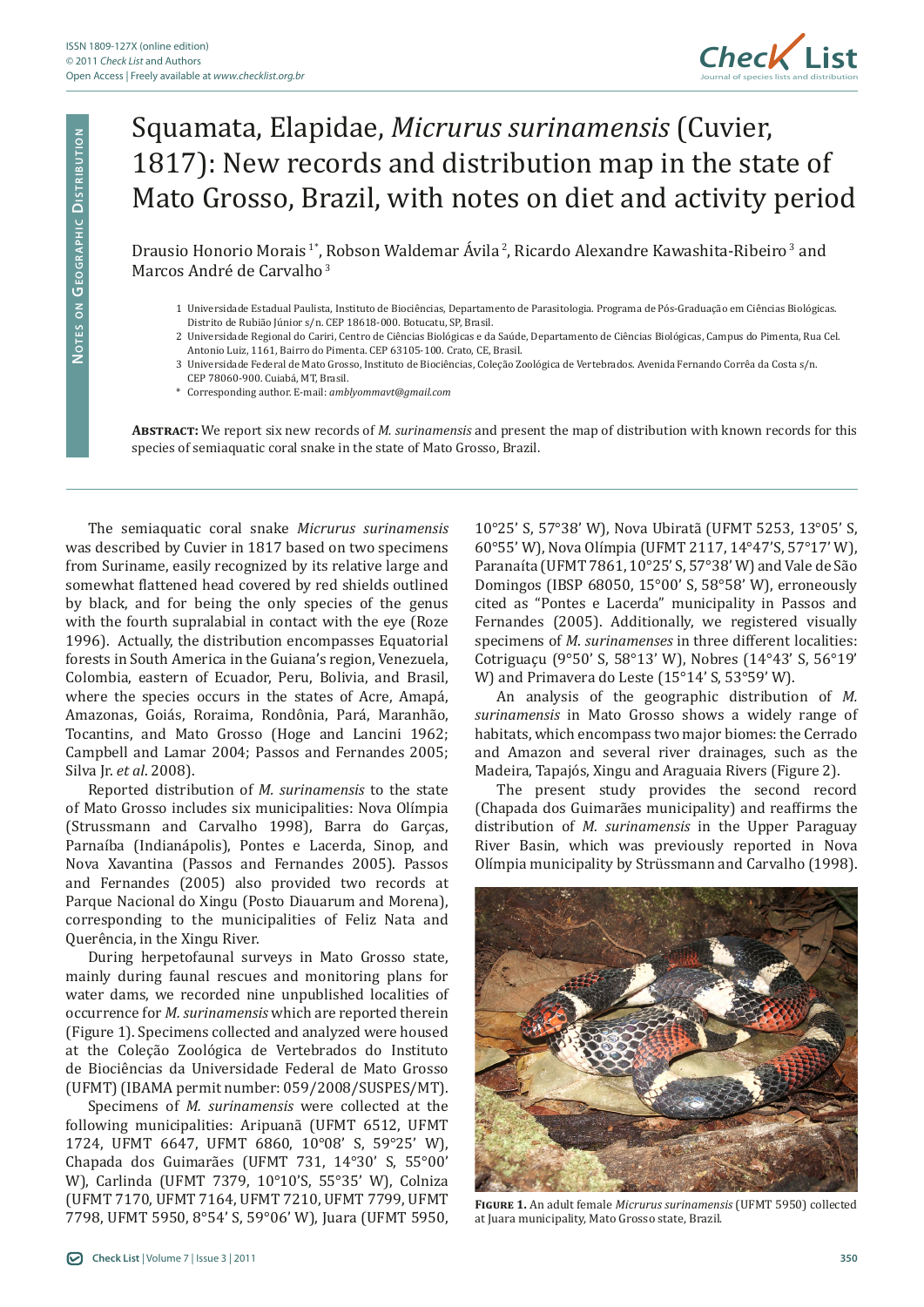# Squamata, Elapidae, *Micrurus surinamensis* (Cuvier, 1817): New records and distribution map in the state of Mato Grosso, Brazil, with notes on diet and activity period

Drausio Honorio Morais [1*], Robson Waldemar Ávila [2], Ricardo Alexandre Kawashita-Ribeiro [3] and Marcos André de Carvalho [3]

1 Universidade Estadual Paulista, Instituto de Biociências, Departamento de Parasitologia. Programa de Pós-Graduação em Ciências Biológicas. Distrito de Rubião Júnior s/n. CEP 18618-000. Botucatu, SP, Brasil.

2 Universidade Regional do Cariri, Centro de Ciências Biológicas e da Saúde, Departamento de Ciências Biológicas, Campus do Pimenta, Rua Cel. Antonio Luiz, 1161, Bairro do Pimenta. CEP 63105-100. Crato, CE, Brasil.

3 Universidade Federal de Mato Grosso, Instituto de Biociências, Coleção Zoológica de Vertebrados. Avenida Fernando Corrêa da Costa s/n. CEP 78060-900. Cuiabá, MT, Brasil.

\* Corresponding author. E-mail: *amblyommavt@gmail.com*

**Abstract:** We report six new records of *M. surinamensis* and present the map of distribution with known records for this species of semiaquatic coral snake in the state of Mato Grosso, Brazil.

The semiaquatic coral snake *Micrurus surinamensis* was described by Cuvier in 1817 based on two specimens from Suriname, easily recognized by its relative large and somewhat flattened head covered by red shields outlined by black, and for being the only species of the genus with the fourth supralabial in contact with the eye (Roze 1996). Actually, the distribution encompasses Equatorial forests in South America in the Guiana's region, Venezuela, Colombia, eastern of Ecuador, Peru, Bolivia, and Brasil, where the species occurs in the states of Acre, Amapá, Amazonas, Goiás, Roraima, Rondônia, Pará, Maranhão, Tocantins, and Mato Grosso (Hoge and Lancini 1962; Campbell and Lamar 2004; Passos and Fernandes 2005; Silva Jr. *et al*. 2008).

Reported distribution of *M. surinamensis* to the state of Mato Grosso includes six municipalities: Nova Olímpia (Strussmann and Carvalho 1998), Barra do Garças, Parnaíba (Indianápolis), Pontes e Lacerda, Sinop, and Nova Xavantina (Passos and Fernandes 2005). Passos and Fernandes (2005) also provided two records at Parque Nacional do Xingu (Posto Diauarum and Morena), corresponding to the municipalities of Feliz Nata and Querência, in the Xingu River.

During herpetofaunal surveys in Mato Grosso state, mainly during faunal rescues and monitoring plans for water dams, we recorded nine unpublished localities of occurrence for *M. surinamensis* which are reported therein (Figure 1). Specimens collected and analyzed were housed at the Coleção Zoológica de Vertebrados do Instituto de Biociências da Universidade Federal de Mato Grosso (UFMT) (IBAMA permit number: 059/2008/SUSPES/MT).

Specimens of *M. surinamensis* were collected at the following municipalities: Aripuanã (UFMT 6512, UFMT 1724, UFMT 6647, UFMT 6860, 10°08' S, 59°25' W), Chapada dos Guimarães (UFMT 731, 14°30' S, 55°00' W), Carlinda (UFMT 7379, 10°10'S, 55°35' W), Colniza (UFMT 7170, UFMT 7164, UFMT 7210, UFMT 7799, UFMT 7798, UFMT 5950, 8°54' S, 59°06' W), Juara (UFMT 5950, 10°25' S, 57°38' W), Nova Ubiratã (UFMT 5253, 13°05' S, 60°55' W), Nova Olímpia (UFMT 2117, 14°47'S, 57°17' W), Paranaíta (UFMT 7861, 10°25' S, 57°38' W) and Vale de São Domingos (IBSP 68050, 15°00' S, 58°58' W), erroneously cited as "Pontes e Lacerda" municipality in Passos and Fernandes (2005). Additionally, we registered visually specimens of *M. surinamenses* in three different localities: Cotriguaçu (9°50' S, 58°13' W), Nobres (14°43' S, 56°19' W) and Primavera do Leste (15°14' S, 53°59' W).

An analysis of the geographic distribution of *M. surinamensis* in Mato Grosso shows a widely range of habitats, which encompass two major biomes: the Cerrado and Amazon and several river drainages, such as the Madeira, Tapajós, Xingu and Araguaia Rivers (Figure 2).

The present study provides the second record (Chapada dos Guimarães municipality) and reaffirms the distribution of *M. surinamensis* in the Upper Paraguay River Basin, which was previously reported in Nova Olímpia municipality by Strüssmann and Carvalho (1998).

**Figure 1.** An adult female *Micrurus surinamensis* (UFMT 5950) collected at Juara municipality, Mato Grosso state, Brazil.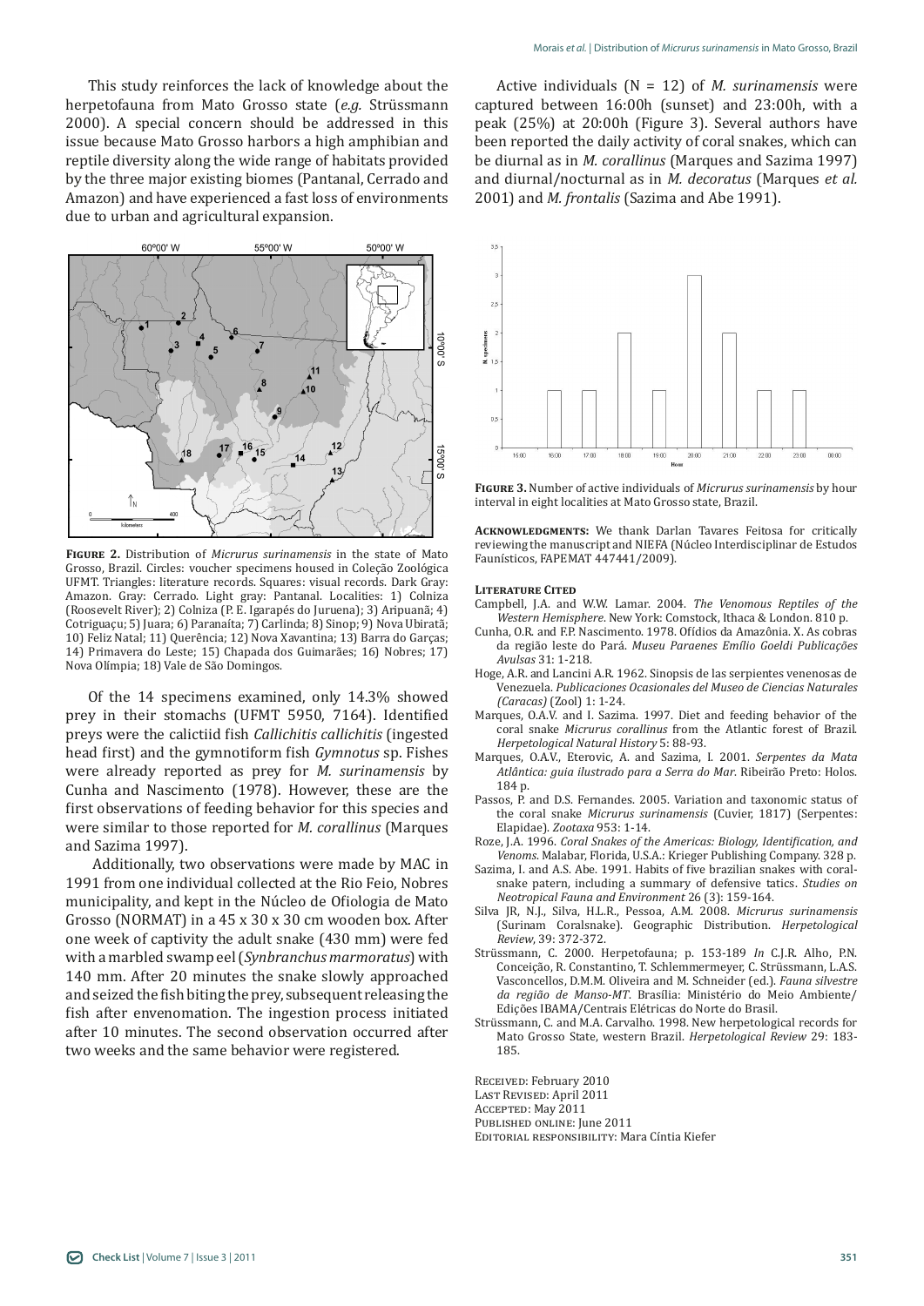This study reinforces the lack of knowledge about the herpetofauna from Mato Grosso state (*e.g.* Strüssmann 2000). A special concern should be addressed in this issue because Mato Grosso harbors a high amphibian and reptile diversity along the wide range of habitats provided by the three major existing biomes (Pantanal, Cerrado and Amazon) and have experienced a fast loss of environments due to urban and agricultural expansion.

60º00' W
55º00' W
50º00' W
10º00' S
15º00' S
1 2 3 4 5 6 7 8 9 10 11 12 13 14 15 16 17 18
N
0 400
Kilometers

**Figure 2.** Distribution of *Micrurus surinamensis* in the state of Mato Grosso, Brazil. Circles: voucher specimens housed in Coleção Zoológica UFMT. Triangles: literature records. Squares: visual records. Dark Gray: Amazon. Gray: Cerrado. Light gray: Pantanal. Localities: 1) Colniza (Roosevelt River); 2) Colniza (P. E. Igarapés do Juruena); 3) Aripuanã; 4) Cotriguaçu; 5) Juara; 6) Paranaíta; 7) Carlinda; 8) Sinop; 9) Nova Ubiratã; 10) Feliz Natal; 11) Querência; 12) Nova Xavantina; 13) Barra do Garças; 14) Primavera do Leste; 15) Chapada dos Guimarães; 16) Nobres; 17) Nova Olímpia; 18) Vale de São Domingos.

Of the 14 specimens examined, only 14.3% showed prey in their stomachs (UFMT 5950, 7164). Identified preys were the calictiid fish *Callichitis callichitis* (ingested head first) and the gymnotiform fish *Gymnotus* sp. Fishes were already reported as prey for *M. surinamensis* by Cunha and Nascimento (1978). However, these are the first observations of feeding behavior for this species and were similar to those reported for *M. corallinus* (Marques and Sazima 1997).

Additionally, two observations were made by MAC in 1991 from one individual collected at the Rio Feio, Nobres municipality, and kept in the Núcleo de Ofiologia de Mato Grosso (NORMAT) in a 45 x 30 x 30 cm wooden box. After one week of captivity the adult snake (430 mm) were fed with a marbled swamp eel (*Synbranchus marmoratus*) with 140 mm. After 20 minutes the snake slowly approached and seized the fish biting the prey, subsequent releasing the fish after envenomation. The ingestion process initiated after 10 minutes. The second observation occurred after two weeks and the same behavior were registered.

Active individuals (N = 12) of *M. surinamensis* were captured between 16:00h (sunset) and 23:00h, with a peak (25%) at 20:00h (Figure 3). Several authors have been reported the daily activity of coral snakes, which can be diurnal as in *M. corallinus* (Marques and Sazima 1997) and diurnal/nocturnal as in *M. decoratus* (Marques *et al.* 2001) and *M. frontalis* (Sazima and Abe 1991).

3.5
3
2.5
2
1.5
1
0.5
0
N. specimens
15:00 16:00 17:00 18:00 19:00 20:00 21:00 22:00 23:00 00:00
Hour

**Figure 3.** Number of active individuals of *Micrurus surinamensis* by hour interval in eight localities at Mato Grosso state, Brazil.

**Acknowledgments:** We thank Darlan Tavares Feitosa for critically reviewing the manuscript and NIEFA (Núcleo Interdisciplinar de Estudos Faunísticos, FAPEMAT 447441/2009).

## Literature Cited

Campbell, J.A. and W.W. Lamar. 2004. *The Venomous Reptiles of the Western Hemisphere*. New York: Comstock, Ithaca & London. 810 p.

Cunha, O.R. and F.P. Nascimento. 1978. Ofídios da Amazônia. X. As cobras da região leste do Pará. *Museu Paraenes Emílio Goeldi Publicações Avulsas* 31: 1-218.

Hoge, A.R. and Lancini A.R. 1962. Sinopsis de las serpientes venenosas de Venezuela. *Publicaciones Ocasionales del Museo de Ciencias Naturales (Caracas)* (Zool) 1: 1-24.

Marques, O.A.V. and I. Sazima. 1997. Diet and feeding behavior of the coral snake *Micrurus corallinus* from the Atlantic forest of Brazil. *Herpetological Natural History* 5: 88-93.

Marques, O.A.V., Eterovic, A. and Sazima, I. 2001. *Serpentes da Mata Atlântica: guia ilustrado para a Serra do Mar*. Ribeirão Preto: Holos. 184 p.

Passos, P. and D.S. Fernandes. 2005. Variation and taxonomic status of the coral snake *Micrurus surinamensis* (Cuvier, 1817) (Serpentes: Elapidae). *Zootaxa* 953: 1-14.

Roze, J.A. 1996. *Coral Snakes of the Americas: Biology, Identification, and Venoms*. Malabar, Florida, U.S.A.: Krieger Publishing Company. 328 p.

Sazima, I. and A.S. Abe. 1991. Habits of five brazilian snakes with coral-snake patern, including a summary of defensive tatics. *Studies on Neotropical Fauna and Environment* 26 (3): 159-164.

Silva JR, N.J., Silva, H.L.R., Pessoa, A.M. 2008. *Micrurus surinamensis* (Surinam Coralsnake). Geographic Distribution. *Herpetological Review*, 39: 372-372.

Strüssmann, C. 2000. Herpetofauna; p. 153-189 *In* C.J.R. Alho, P.N. Conceição, R. Constantino, T. Schlemmermeyer, C. Strüssmann, L.A.S. Vasconcellos, D.M.M. Oliveira and M. Schneider (ed.). *Fauna silvestre da região de Manso-MT*. Brasília: Ministério do Meio Ambiente/ Edições IBAMA/Centrais Elétricas do Norte do Brasil.

Strüssmann, C. and M.A. Carvalho. 1998. New herpetological records for Mato Grosso State, western Brazil. *Herpetological Review* 29: 183-185.

Received: February 2010
Last Revised: April 2011
Accepted: May 2011
Published online: June 2011
Editorial responsibility: Mara Cíntia Kiefer